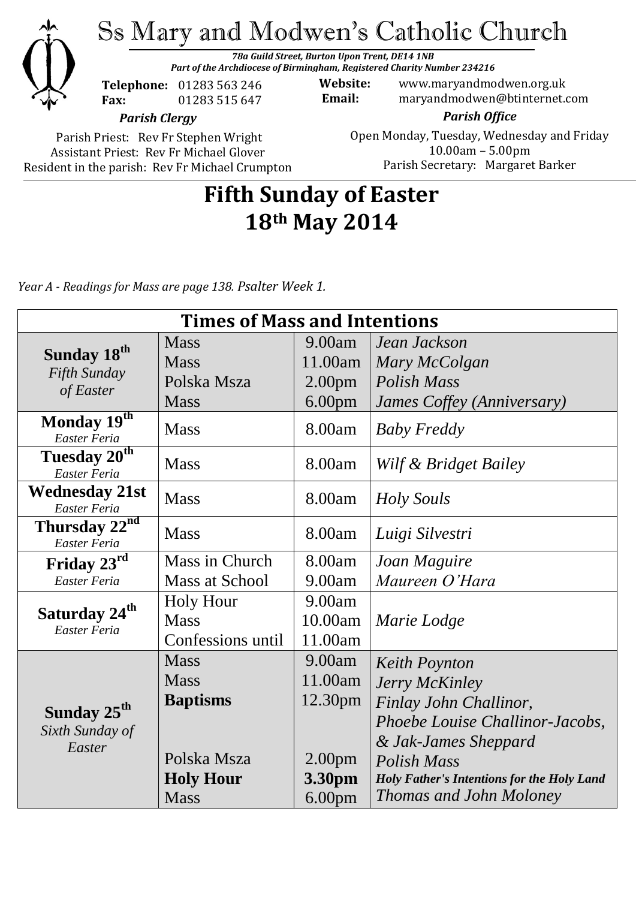# Ss Mary and Modwen's Catholic Church

***78a Guild Street, Burton Upon Trent, DE14 1NB***
***Part of the Archdiocese of Birmingham, Registered Charity Number 234216***

**Telephone:** 01283 563 246
**Fax:** 01283 515 647

**Website:** www.maryandmodwen.org.uk
**Email:** maryandmodwen@btinternet.com

***Parish Clergy***

Parish Priest: Rev Fr Stephen Wright
Assistant Priest: Rev Fr Michael Glover
Resident in the parish: Rev Fr Michael Crumpton

***Parish Office***

Open Monday, Tuesday, Wednesday and Friday
10.00am – 5.00pm
Parish Secretary: Margaret Barker

# Fifth Sunday of Easter
# 18th May 2014

*Year A - Readings for Mass are page 138. Psalter Week 1.*

| Times of Mass and Intentions | | | |
|---|---|---|---|
| **Sunday 18th** *Fifth Sunday of Easter* | Mass | 9.00am | *Jean Jackson* |
| | Mass | 11.00am | *Mary McColgan* |
| | Polska Msza | 2.00pm | *Polish Mass* |
| | Mass | 6.00pm | *James Coffey (Anniversary)* |
| **Monday 19th** *Easter Feria* | Mass | 8.00am | *Baby Freddy* |
| **Tuesday 20th** *Easter Feria* | Mass | 8.00am | *Wilf & Bridget Bailey* |
| **Wednesday 21st** *Easter Feria* | Mass | 8.00am | *Holy Souls* |
| **Thursday 22nd** *Easter Feria* | Mass | 8.00am | *Luigi Silvestri* |
| **Friday 23rd** *Easter Feria* | Mass in Church | 8.00am | *Joan Maguire* |
| | Mass at School | 9.00am | *Maureen O'Hara* |
| **Saturday 24th** *Easter Feria* | Holy Hour | 9.00am | |
| | Mass | 10.00am | *Marie Lodge* |
| | Confessions until | 11.00am | |
| **Sunday 25th** *Sixth Sunday of Easter* | Mass | 9.00am | *Keith Poynton* |
| | Mass | 11.00am | *Jerry McKinley* |
| | **Baptisms** | 12.30pm | *Finlay John Challinor, Phoebe Louise Challinor-Jacobs, & Jak-James Sheppard* |
| | Polska Msza | 2.00pm | *Polish Mass* |
| | **Holy Hour** | **3.30pm** | ***Holy Father's Intentions for the Holy Land*** |
| | Mass | 6.00pm | *Thomas and John Moloney* |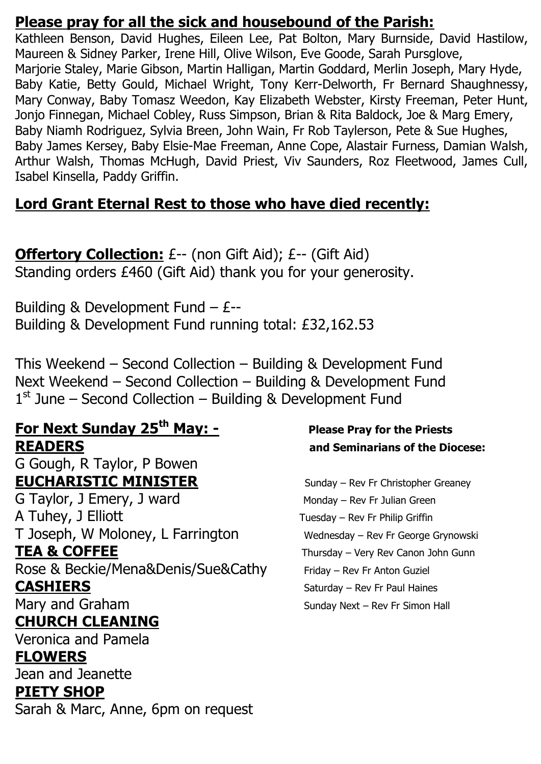## Please pray for all the sick and housebound of the Parish:

Kathleen Benson, David Hughes, Eileen Lee, Pat Bolton, Mary Burnside, David Hastilow, Maureen & Sidney Parker, Irene Hill, Olive Wilson, Eve Goode, Sarah Pursglove, Marjorie Staley, Marie Gibson, Martin Halligan, Martin Goddard, Merlin Joseph, Mary Hyde, Baby Katie, Betty Gould, Michael Wright, Tony Kerr-Delworth, Fr Bernard Shaughnessy, Mary Conway, Baby Tomasz Weedon, Kay Elizabeth Webster, Kirsty Freeman, Peter Hunt, Jonjo Finnegan, Michael Cobley, Russ Simpson, Brian & Rita Baldock, Joe & Marg Emery, Baby Niamh Rodriguez, Sylvia Breen, John Wain, Fr Rob Taylerson, Pete & Sue Hughes, Baby James Kersey, Baby Elsie-Mae Freeman, Anne Cope, Alastair Furness, Damian Walsh, Arthur Walsh, Thomas McHugh, David Priest, Viv Saunders, Roz Fleetwood, James Cull, Isabel Kinsella, Paddy Griffin.

## Lord Grant Eternal Rest to those who have died recently:

**Offertory Collection:** £-- (non Gift Aid); £-- (Gift Aid)
Standing orders £460 (Gift Aid) thank you for your generosity.

Building & Development Fund – £--
Building & Development Fund running total: £32,162.53

This Weekend – Second Collection – Building & Development Fund
Next Weekend – Second Collection – Building & Development Fund
1st June – Second Collection – Building & Development Fund

## For Next Sunday 25th May: -

**READERS**
G Gough, R Taylor, P Bowen

**EUCHARISTIC MINISTER**
G Taylor, J Emery, J ward
A Tuhey, J Elliott
T Joseph, W Moloney, L Farrington

**TEA & COFFEE**
Rose & Beckie/Mena&Denis/Sue&Cathy

**CASHIERS**
Mary and Graham

**CHURCH CLEANING**
Veronica and Pamela

**FLOWERS**
Jean and Jeanette

**PIETY SHOP**
Sarah & Marc, Anne, 6pm on request

**Please Pray for the Priests and Seminarians of the Diocese:**

Sunday – Rev Fr Christopher Greaney
Monday – Rev Fr Julian Green
Tuesday – Rev Fr Philip Griffin
Wednesday – Rev Fr George Grynowski
Thursday – Very Rev Canon John Gunn
Friday – Rev Fr Anton Guziel
Saturday – Rev Fr Paul Haines
Sunday Next – Rev Fr Simon Hall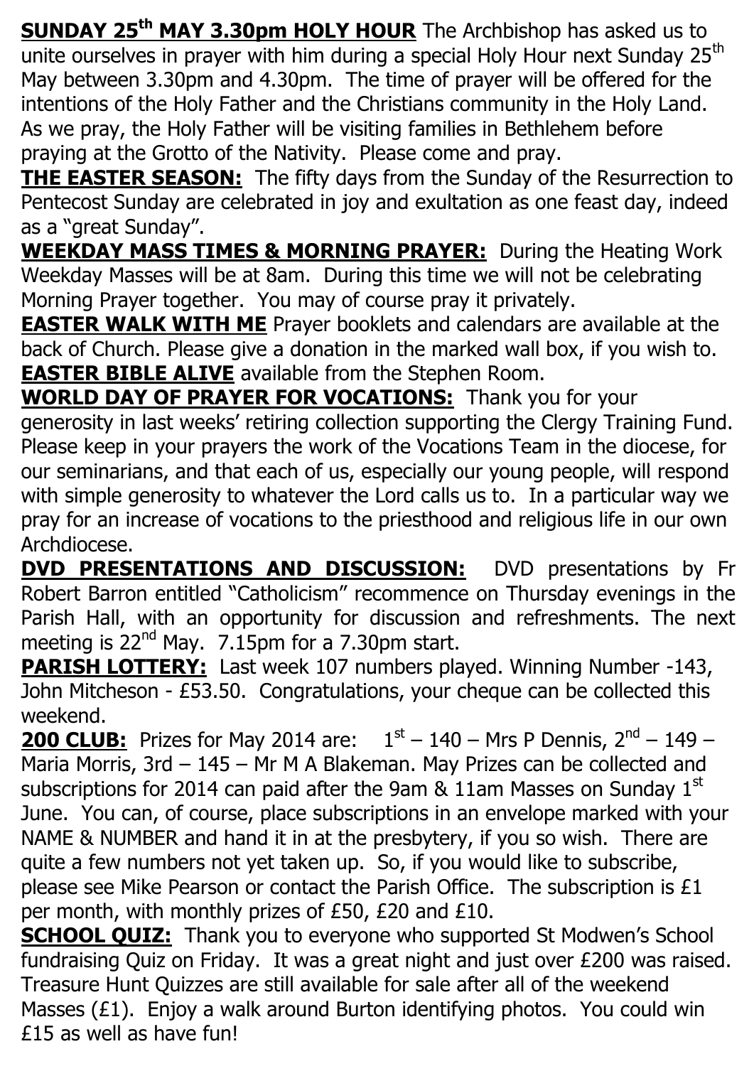**<u>SUNDAY 25th MAY 3.30pm HOLY HOUR</u>** The Archbishop has asked us to unite ourselves in prayer with him during a special Holy Hour next Sunday 25th May between 3.30pm and 4.30pm. The time of prayer will be offered for the intentions of the Holy Father and the Christians community in the Holy Land. As we pray, the Holy Father will be visiting families in Bethlehem before praying at the Grotto of the Nativity. Please come and pray.

**<u>THE EASTER SEASON:</u>** The fifty days from the Sunday of the Resurrection to Pentecost Sunday are celebrated in joy and exultation as one feast day, indeed as a "great Sunday".

**<u>WEEKDAY MASS TIMES & MORNING PRAYER:</u>** During the Heating Work Weekday Masses will be at 8am. During this time we will not be celebrating Morning Prayer together. You may of course pray it privately.

**<u>EASTER WALK WITH ME</u>** Prayer booklets and calendars are available at the back of Church. Please give a donation in the marked wall box, if you wish to.

**<u>EASTER BIBLE ALIVE</u>** available from the Stephen Room.

**<u>WORLD DAY OF PRAYER FOR VOCATIONS:</u>** Thank you for your generosity in last weeks' retiring collection supporting the Clergy Training Fund. Please keep in your prayers the work of the Vocations Team in the diocese, for our seminarians, and that each of us, especially our young people, will respond with simple generosity to whatever the Lord calls us to. In a particular way we pray for an increase of vocations to the priesthood and religious life in our own Archdiocese.

**<u>DVD PRESENTATIONS AND DISCUSSION:</u>** DVD presentations by Fr Robert Barron entitled "Catholicism" recommence on Thursday evenings in the Parish Hall, with an opportunity for discussion and refreshments. The next meeting is 22nd May. 7.15pm for a 7.30pm start.

**<u>PARISH LOTTERY:</u>** Last week 107 numbers played. Winning Number -143, John Mitcheson - £53.50. Congratulations, your cheque can be collected this weekend.

**<u>200 CLUB:</u>** Prizes for May 2014 are: 1st – 140 – Mrs P Dennis, 2nd – 149 – Maria Morris, 3rd – 145 – Mr M A Blakeman. May Prizes can be collected and subscriptions for 2014 can paid after the 9am & 11am Masses on Sunday 1st June. You can, of course, place subscriptions in an envelope marked with your NAME & NUMBER and hand it in at the presbytery, if you so wish. There are quite a few numbers not yet taken up. So, if you would like to subscribe, please see Mike Pearson or contact the Parish Office. The subscription is £1 per month, with monthly prizes of £50, £20 and £10.

**<u>SCHOOL QUIZ:</u>** Thank you to everyone who supported St Modwen's School fundraising Quiz on Friday. It was a great night and just over £200 was raised. Treasure Hunt Quizzes are still available for sale after all of the weekend Masses (£1). Enjoy a walk around Burton identifying photos. You could win £15 as well as have fun!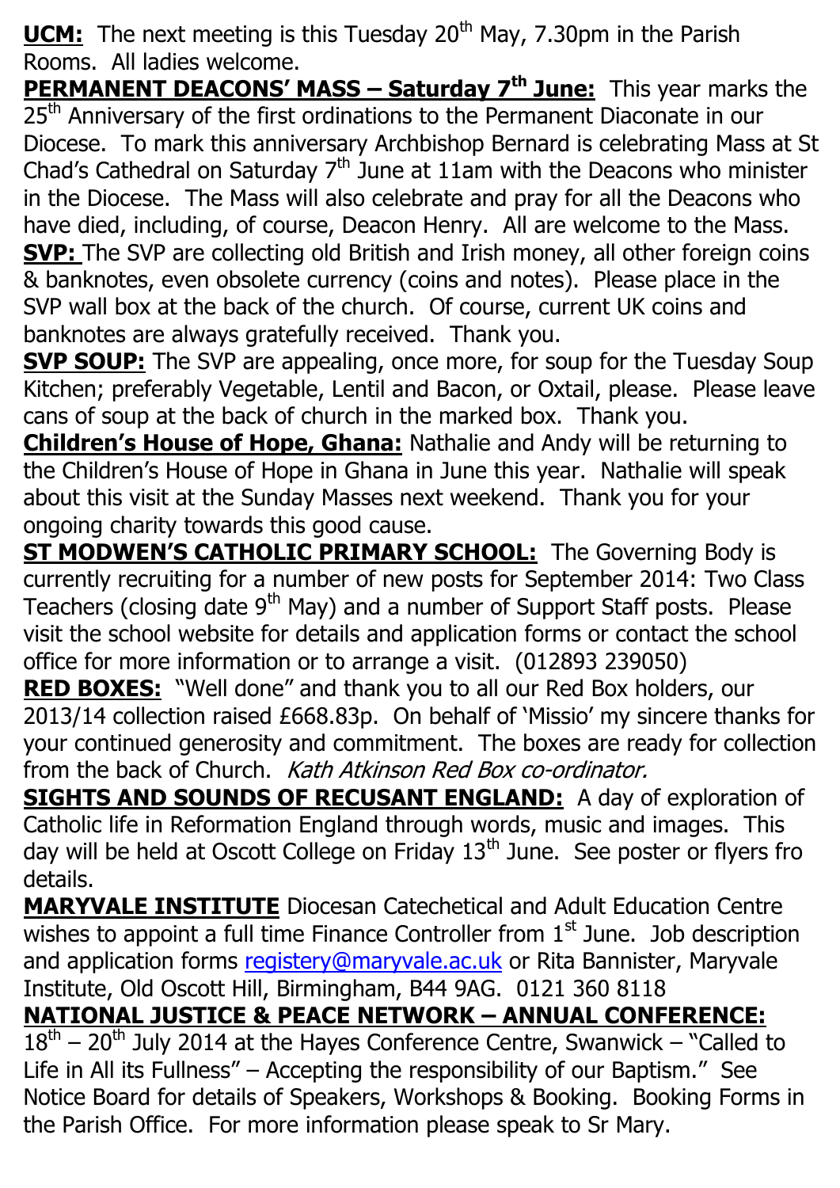**UCM:** The next meeting is this Tuesday 20th May, 7.30pm in the Parish Rooms. All ladies welcome.

**PERMANENT DEACONS' MASS – Saturday 7th June:** This year marks the 25th Anniversary of the first ordinations to the Permanent Diaconate in our Diocese. To mark this anniversary Archbishop Bernard is celebrating Mass at St Chad's Cathedral on Saturday 7th June at 11am with the Deacons who minister in the Diocese. The Mass will also celebrate and pray for all the Deacons who have died, including, of course, Deacon Henry. All are welcome to the Mass.

**SVP:** The SVP are collecting old British and Irish money, all other foreign coins & banknotes, even obsolete currency (coins and notes). Please place in the SVP wall box at the back of the church. Of course, current UK coins and banknotes are always gratefully received. Thank you.

**SVP SOUP:** The SVP are appealing, once more, for soup for the Tuesday Soup Kitchen; preferably Vegetable, Lentil and Bacon, or Oxtail, please. Please leave cans of soup at the back of church in the marked box. Thank you.

**Children's House of Hope, Ghana:** Nathalie and Andy will be returning to the Children's House of Hope in Ghana in June this year. Nathalie will speak about this visit at the Sunday Masses next weekend. Thank you for your ongoing charity towards this good cause.

**ST MODWEN'S CATHOLIC PRIMARY SCHOOL:** The Governing Body is currently recruiting for a number of new posts for September 2014: Two Class Teachers (closing date 9th May) and a number of Support Staff posts. Please visit the school website for details and application forms or contact the school office for more information or to arrange a visit. (012893 239050)

**RED BOXES:** "Well done" and thank you to all our Red Box holders, our 2013/14 collection raised £668.83p. On behalf of 'Missio' my sincere thanks for your continued generosity and commitment. The boxes are ready for collection from the back of Church. *Kath Atkinson Red Box co-ordinator.*

**SIGHTS AND SOUNDS OF RECUSANT ENGLAND:** A day of exploration of Catholic life in Reformation England through words, music and images. This day will be held at Oscott College on Friday 13th June. See poster or flyers fro details.

**MARYVALE INSTITUTE** Diocesan Catechetical and Adult Education Centre wishes to appoint a full time Finance Controller from 1st June. Job description and application forms registery@maryvale.ac.uk or Rita Bannister, Maryvale Institute, Old Oscott Hill, Birmingham, B44 9AG. 0121 360 8118

**NATIONAL JUSTICE & PEACE NETWORK – ANNUAL CONFERENCE:** 18th – 20th July 2014 at the Hayes Conference Centre, Swanwick – "Called to Life in All its Fullness" – Accepting the responsibility of our Baptism." See Notice Board for details of Speakers, Workshops & Booking. Booking Forms in the Parish Office. For more information please speak to Sr Mary.